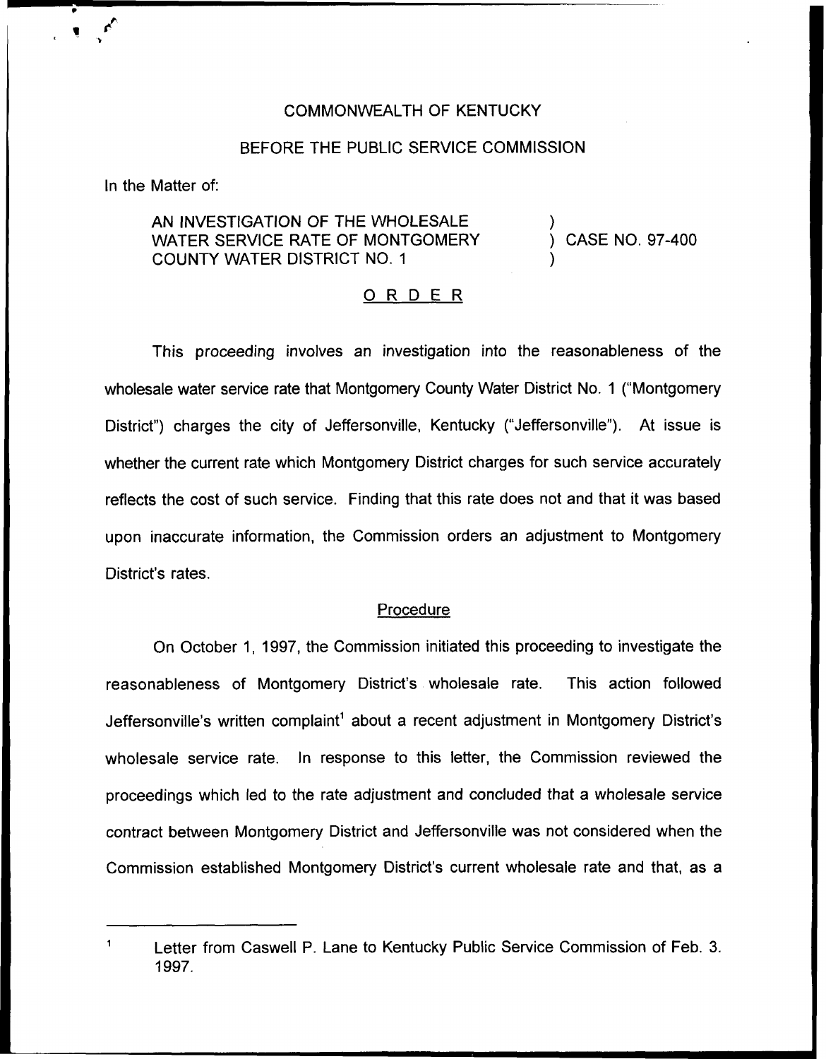COMMONWEALTH OF KENTUCKY

BEFORE THE PUBLIC SERVICE COMMISSION

In the Matter of:

AN INVESTIGATION OF THE WHOLESALE WATER SERVICE RATE OF MONTGOMERY COUNTY WATER DISTRICT NO. 1 ) CASE NO. 97-400

## ORDER

This proceeding involves an investigation into the reasonableness of the wholesale water service rate that Montgomery County Water District No. 1 ("Montgomery District") charges the city of Jeffersonville, Kentucky ("Jeffersonville"). At issue is whether the current rate which Montgomery District charges for such service accurately reflects the cost of such service. Finding that this rate does not and that it was based upon inaccurate information, the Commission orders an adjustment to Montgomery District's rates.

### Procedure

On October 1, 1997, the Commission initiated this proceeding to investigate the reasonableness of Montgomery District's wholesale rate. This action followed Jeffersonville's written complaint[1] about a recent adjustment in Montgomery District's wholesale service rate. In response to this letter, the Commission reviewed the proceedings which led to the rate adjustment and concluded that a wholesale service contract between Montgomery District and Jeffersonville was not considered when the Commission established Montgomery District's current wholesale rate and that, as a

[1] Letter from Caswell P. Lane to Kentucky Public Service Commission of Feb. 3. 1997.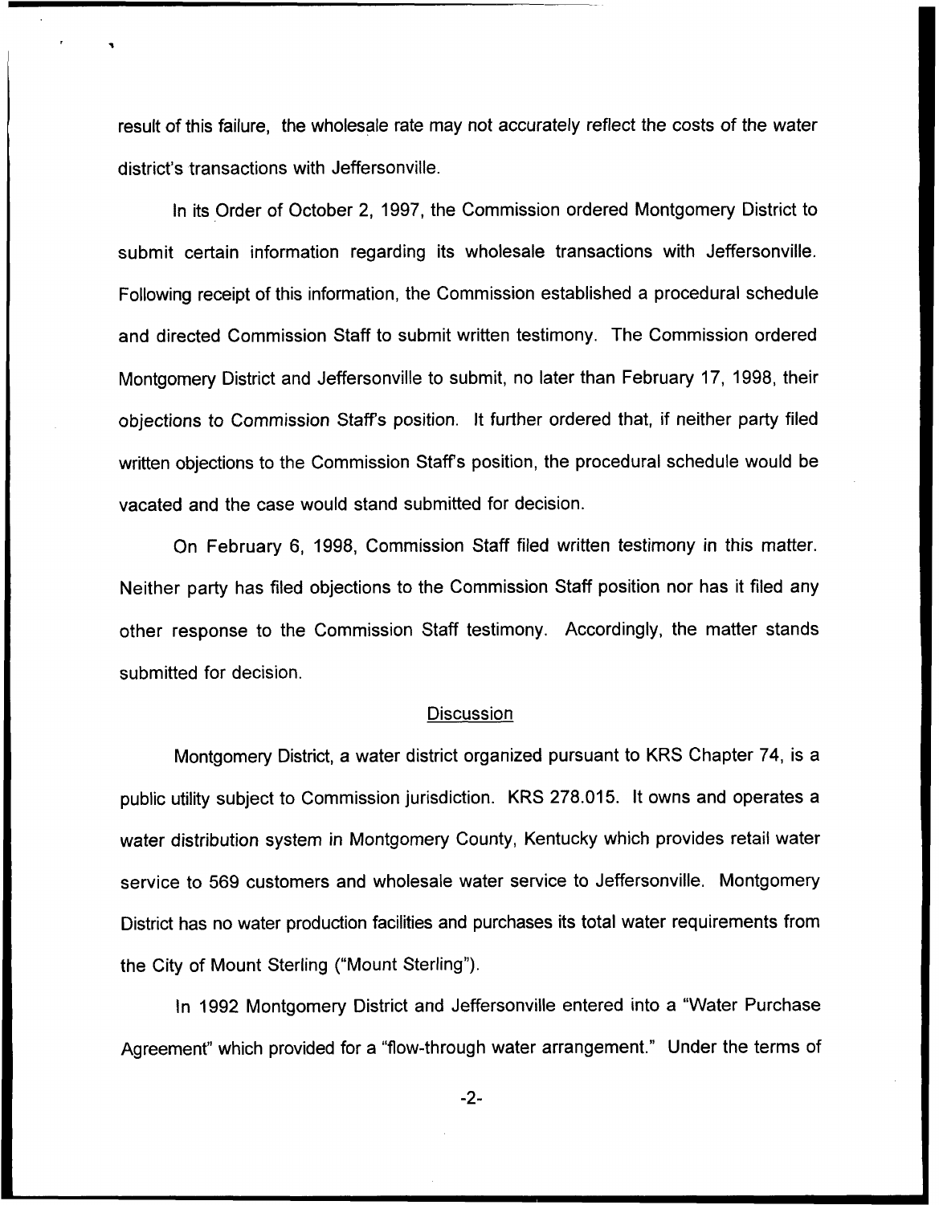result of this failure, the wholesale rate may not accurately reflect the costs of the water district's transactions with Jeffersonville.

In its Order of October 2, 1997, the Commission ordered Montgomery District to submit certain information regarding its wholesale transactions with Jeffersonville. Following receipt of this information, the Commission established a procedural schedule and directed Commission Staff to submit written testimony. The Commission ordered Montgomery District and Jeffersonville to submit, no later than February 17, 1998, their objections to Commission Staff's position. It further ordered that, if neither party filed written objections to the Commission Staff's position, the procedural schedule would be vacated and the case would stand submitted for decision.

On February 6, 1998, Commission Staff filed written testimony in this matter. Neither party has filed objections to the Commission Staff position nor has it filed any other response to the Commission Staff testimony. Accordingly, the matter stands submitted for decision.

## Discussion

Montgomery District, a water district organized pursuant to KRS Chapter 74, is a public utility subject to Commission jurisdiction. KRS 278.015. It owns and operates a water distribution system in Montgomery County, Kentucky which provides retail water service to 569 customers and wholesale water service to Jeffersonville. Montgomery District has no water production facilities and purchases its total water requirements from the City of Mount Sterling ("Mount Sterling").

In 1992 Montgomery District and Jeffersonville entered into a "Water Purchase Agreement" which provided for a "flow-through water arrangement." Under the terms of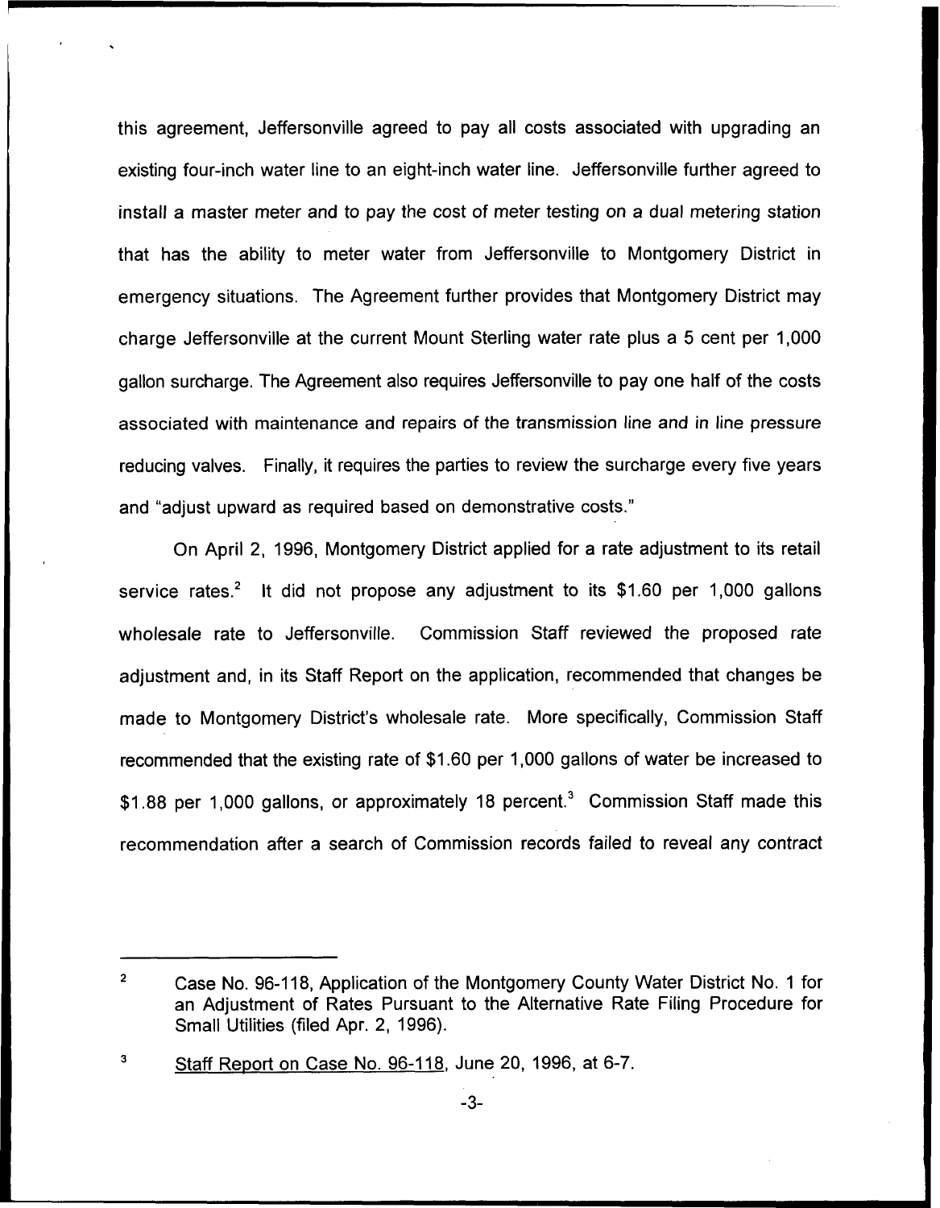this agreement, Jeffersonville agreed to pay all costs associated with upgrading an existing four-inch water line to an eight-inch water line. Jeffersonville further agreed to install a master meter and to pay the cost of meter testing on a dual metering station that has the ability to meter water from Jeffersonville to Montgomery District in emergency situations. The Agreement further provides that Montgomery District may charge Jeffersonville at the current Mount Sterling water rate plus a 5 cent per 1,000 gallon surcharge. The Agreement also requires Jeffersonville to pay one half of the costs associated with maintenance and repairs of the transmission line and in line pressure reducing valves. Finally, it requires the parties to review the surcharge every five years and "adjust upward as required based on demonstrative costs."

On April 2, 1996, Montgomery District applied for a rate adjustment to its retail service rates.[2] It did not propose any adjustment to its $1.60 per 1,000 gallons wholesale rate to Jeffersonville. Commission Staff reviewed the proposed rate adjustment and, in its Staff Report on the application, recommended that changes be made to Montgomery District's wholesale rate. More specifically, Commission Staff recommended that the existing rate of $1.60 per 1,000 gallons of water be increased to $1.88 per 1,000 gallons, or approximately 18 percent.[3] Commission Staff made this recommendation after a search of Commission records failed to reveal any contract

---

[2] Case No. 96-118, Application of the Montgomery County Water District No. 1 for an Adjustment of Rates Pursuant to the Alternative Rate Filing Procedure for Small Utilities (filed Apr. 2, 1996).

[3] Staff Report on Case No. 96-118, June 20, 1996, at 6-7.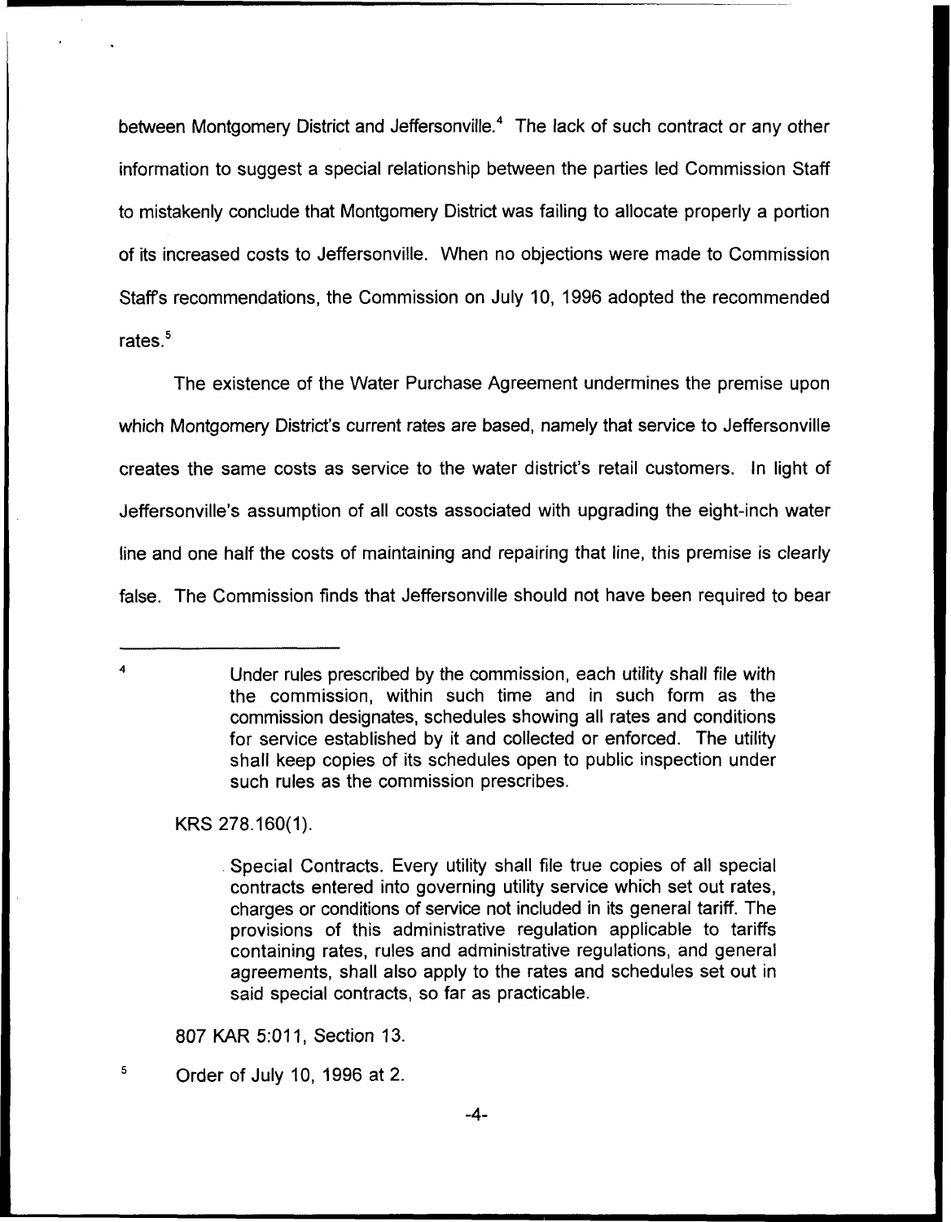between Montgomery District and Jeffersonville.[4] The lack of such contract or any other information to suggest a special relationship between the parties led Commission Staff to mistakenly conclude that Montgomery District was failing to allocate properly a portion of its increased costs to Jeffersonville. When no objections were made to Commission Staff's recommendations, the Commission on July 10, 1996 adopted the recommended rates.[5]

The existence of the Water Purchase Agreement undermines the premise upon which Montgomery District's current rates are based, namely that service to Jeffersonville creates the same costs as service to the water district's retail customers. In light of Jeffersonville's assumption of all costs associated with upgrading the eight-inch water line and one half the costs of maintaining and repairing that line, this premise is clearly false. The Commission finds that Jeffersonville should not have been required to bear

---

[4]

> Under rules prescribed by the commission, each utility shall file with the commission, within such time and in such form as the commission designates, schedules showing all rates and conditions for service established by it and collected or enforced. The utility shall keep copies of its schedules open to public inspection under such rules as the commission prescribes.

KRS 278.160(1).

> Special Contracts. Every utility shall file true copies of all special contracts entered into governing utility service which set out rates, charges or conditions of service not included in its general tariff. The provisions of this administrative regulation applicable to tariffs containing rates, rules and administrative regulations, and general agreements, shall also apply to the rates and schedules set out in said special contracts, so far as practicable.

807 KAR 5:011, Section 13.

[5] Order of July 10, 1996 at 2.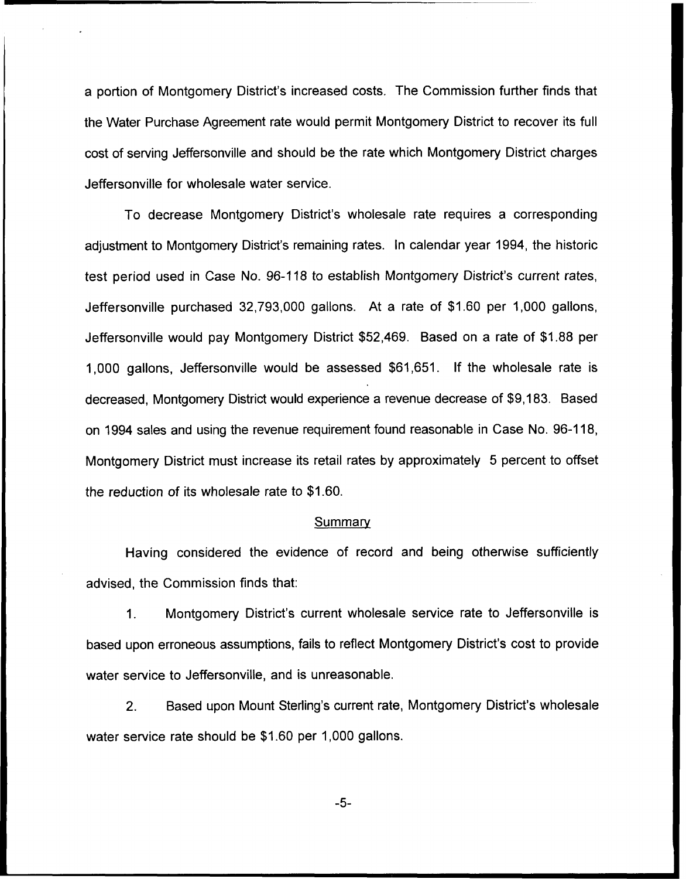a portion of Montgomery District's increased costs. The Commission further finds that the Water Purchase Agreement rate would permit Montgomery District to recover its full cost of serving Jeffersonville and should be the rate which Montgomery District charges Jeffersonville for wholesale water service.

To decrease Montgomery District's wholesale rate requires a corresponding adjustment to Montgomery District's remaining rates. In calendar year 1994, the historic test period used in Case No. 96-118 to establish Montgomery District's current rates, Jeffersonville purchased 32,793,000 gallons. At a rate of $1.60 per 1,000 gallons, Jeffersonville would pay Montgomery District $52,469. Based on a rate of $1.88 per 1,000 gallons, Jeffersonville would be assessed $61,651. If the wholesale rate is decreased, Montgomery District would experience a revenue decrease of $9,183. Based on 1994 sales and using the revenue requirement found reasonable in Case No. 96-118, Montgomery District must increase its retail rates by approximately 5 percent to offset the reduction of its wholesale rate to $1.60.

## Summary

Having considered the evidence of record and being otherwise sufficiently advised, the Commission finds that:

1. Montgomery District's current wholesale service rate to Jeffersonville is based upon erroneous assumptions, fails to reflect Montgomery District's cost to provide water service to Jeffersonville, and is unreasonable.

2. Based upon Mount Sterling's current rate, Montgomery District's wholesale water service rate should be $1.60 per 1,000 gallons.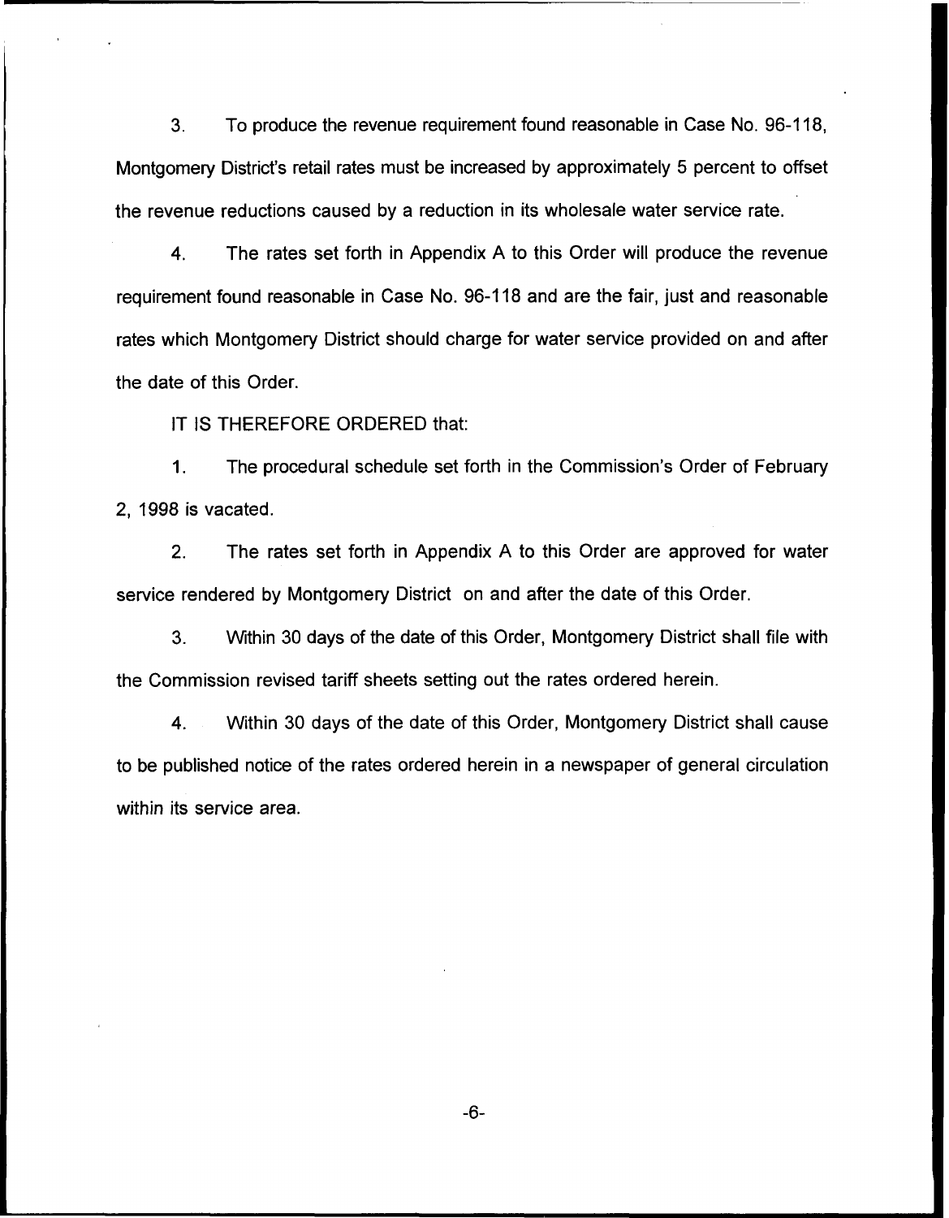3. To produce the revenue requirement found reasonable in Case No. 96-118, Montgomery District's retail rates must be increased by approximately 5 percent to offset the revenue reductions caused by a reduction in its wholesale water service rate.

4. The rates set forth in Appendix A to this Order will produce the revenue requirement found reasonable in Case No. 96-118 and are the fair, just and reasonable rates which Montgomery District should charge for water service provided on and after the date of this Order.

IT IS THEREFORE ORDERED that:

1. The procedural schedule set forth in the Commission's Order of February 2, 1998 is vacated.

2. The rates set forth in Appendix A to this Order are approved for water service rendered by Montgomery District on and after the date of this Order.

3. Within 30 days of the date of this Order, Montgomery District shall file with the Commission revised tariff sheets setting out the rates ordered herein.

4. Within 30 days of the date of this Order, Montgomery District shall cause to be published notice of the rates ordered herein in a newspaper of general circulation within its service area.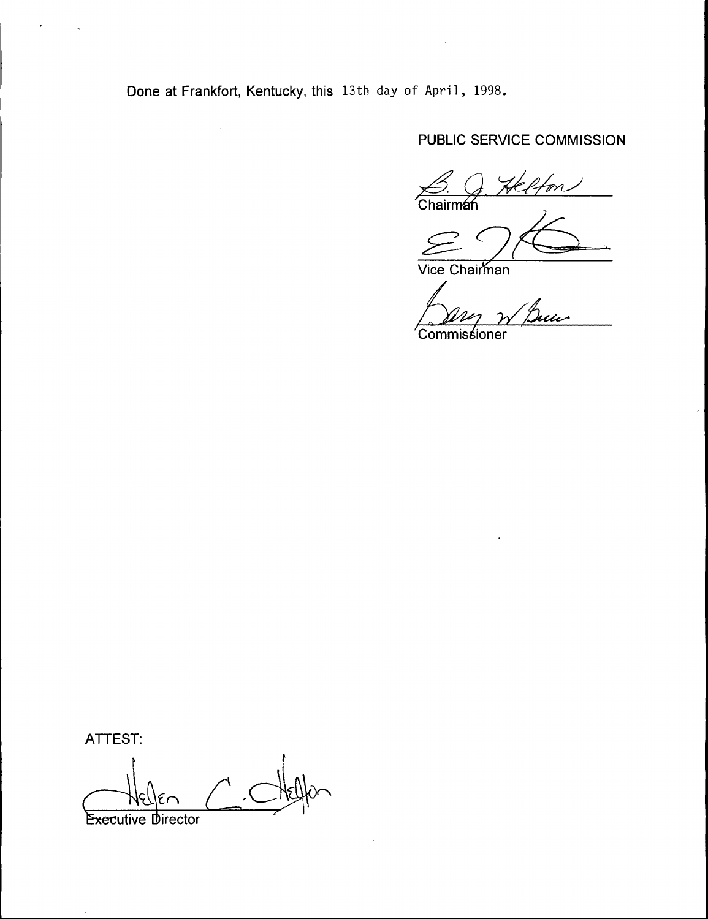Done at Frankfort, Kentucky, this 13th day of April, 1998.

PUBLIC SERVICE COMMISSION

Chairman

Vice Chairman

Commissioner

ATTEST:

Executive Director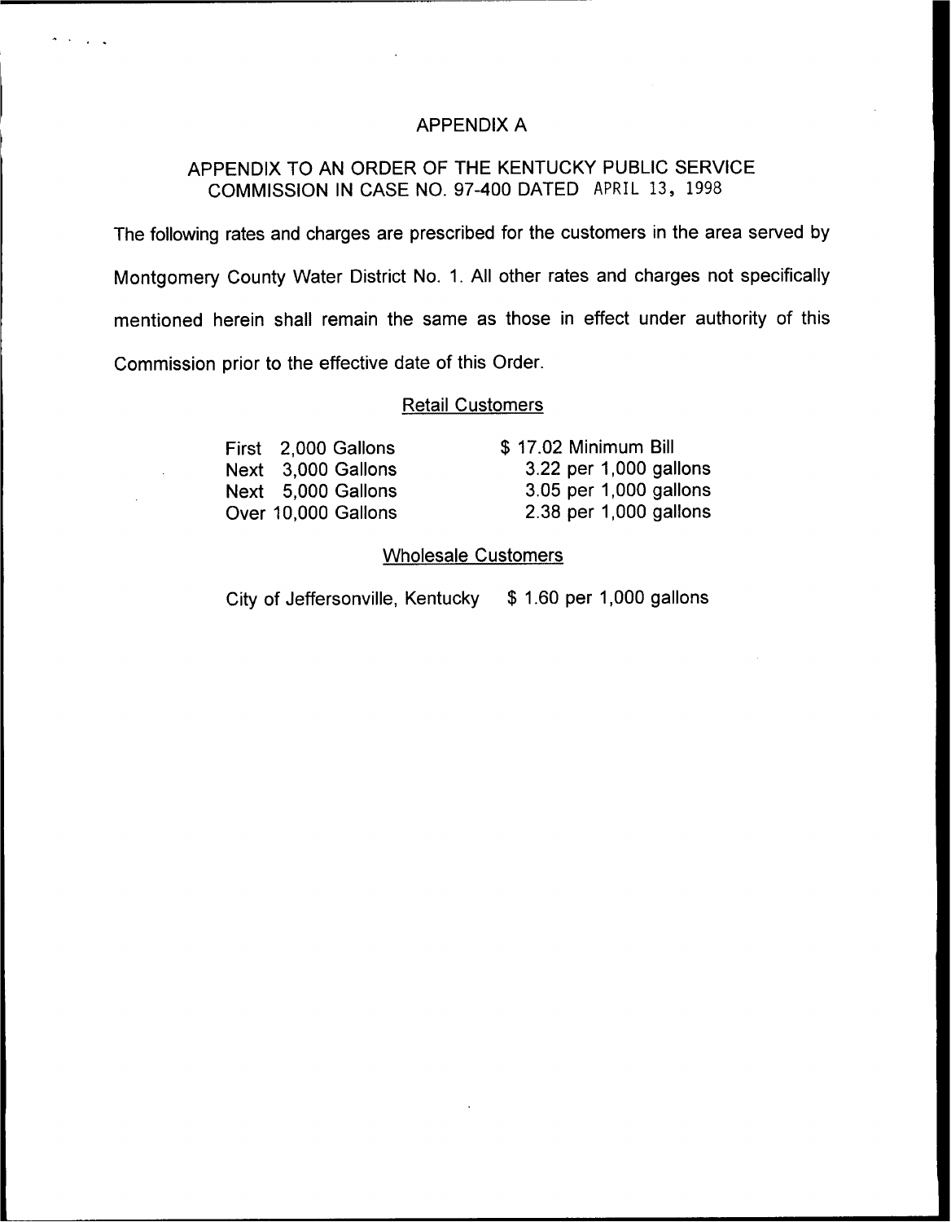# APPENDIX A

## APPENDIX TO AN ORDER OF THE KENTUCKY PUBLIC SERVICE COMMISSION IN CASE NO. 97-400 DATED APRIL 13, 1998

The following rates and charges are prescribed for the customers in the area served by Montgomery County Water District No. 1. All other rates and charges not specifically mentioned herein shall remain the same as those in effect under authority of this Commission prior to the effective date of this Order.

### Retail Customers

| | |
|---|---|
| First 2,000 Gallons | $ 17.02 Minimum Bill |
| Next 3,000 Gallons | 3.22 per 1,000 gallons |
| Next 5,000 Gallons | 3.05 per 1,000 gallons |
| Over 10,000 Gallons | 2.38 per 1,000 gallons |

### Wholesale Customers

| | |
|---|---|
| City of Jeffersonville, Kentucky | $ 1.60 per 1,000 gallons |